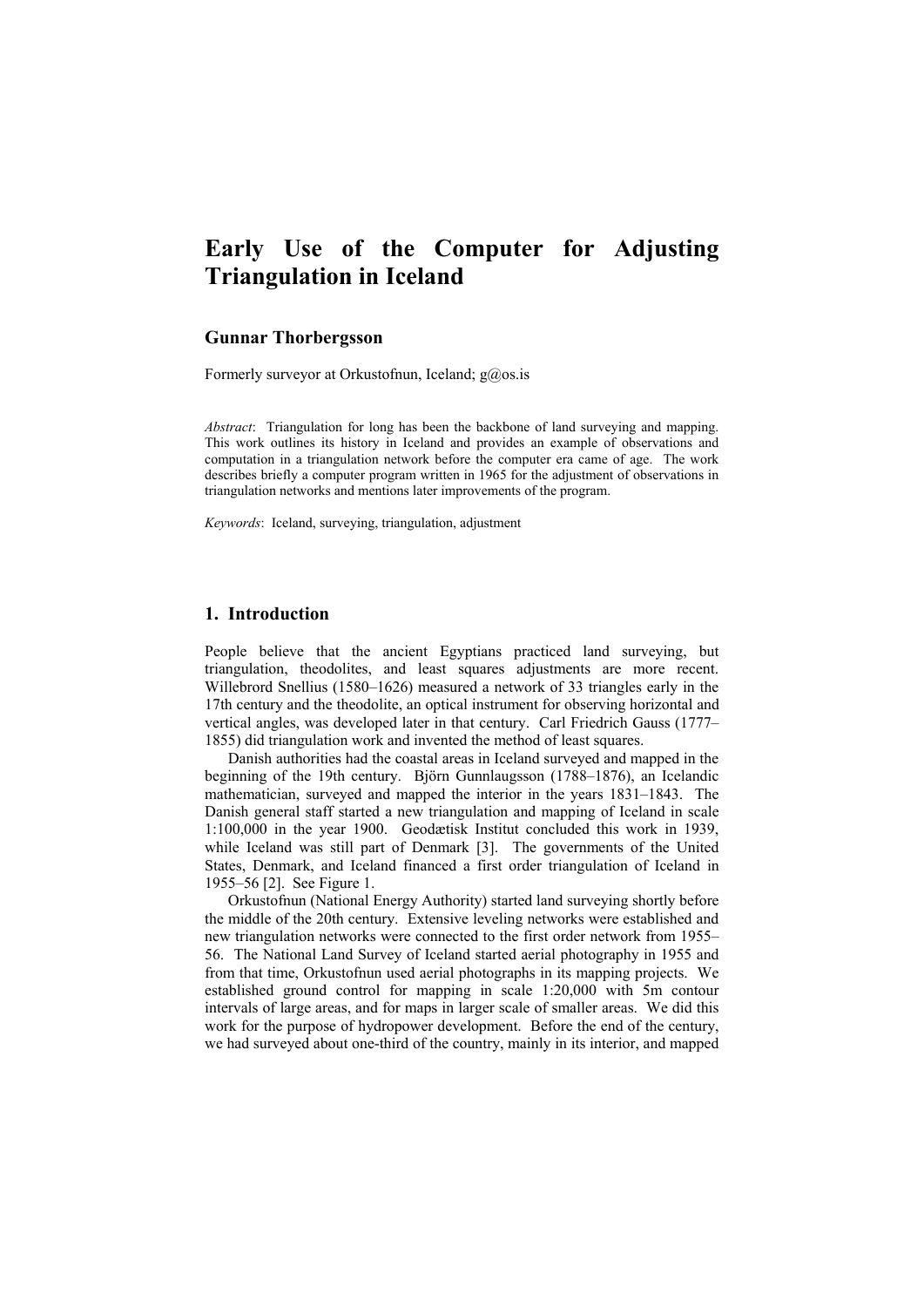# Early Use of the Computer for Adjusting Triangulation in Iceland

**Gunnar Thorbergsson**

Formerly surveyor at Orkustofnun, Iceland; g@os.is

*Abstract*: Triangulation for long has been the backbone of land surveying and mapping. This work outlines its history in Iceland and provides an example of observations and computation in a triangulation network before the computer era came of age. The work describes briefly a computer program written in 1965 for the adjustment of observations in triangulation networks and mentions later improvements of the program.

*Keywords*: Iceland, surveying, triangulation, adjustment

## 1. Introduction

People believe that the ancient Egyptians practiced land surveying, but triangulation, theodolites, and least squares adjustments are more recent. Willebrord Snellius (1580–1626) measured a network of 33 triangles early in the 17th century and the theodolite, an optical instrument for observing horizontal and vertical angles, was developed later in that century. Carl Friedrich Gauss (1777–1855) did triangulation work and invented the method of least squares.

Danish authorities had the coastal areas in Iceland surveyed and mapped in the beginning of the 19th century. Björn Gunnlaugsson (1788–1876), an Icelandic mathematician, surveyed and mapped the interior in the years 1831–1843. The Danish general staff started a new triangulation and mapping of Iceland in scale 1:100,000 in the year 1900. Geodætisk Institut concluded this work in 1939, while Iceland was still part of Denmark [3]. The governments of the United States, Denmark, and Iceland financed a first order triangulation of Iceland in 1955–56 [2]. See Figure 1.

Orkustofnun (National Energy Authority) started land surveying shortly before the middle of the 20th century. Extensive leveling networks were established and new triangulation networks were connected to the first order network from 1955–56. The National Land Survey of Iceland started aerial photography in 1955 and from that time, Orkustofnun used aerial photographs in its mapping projects. We established ground control for mapping in scale 1:20,000 with 5m contour intervals of large areas, and for maps in larger scale of smaller areas. We did this work for the purpose of hydropower development. Before the end of the century, we had surveyed about one-third of the country, mainly in its interior, and mapped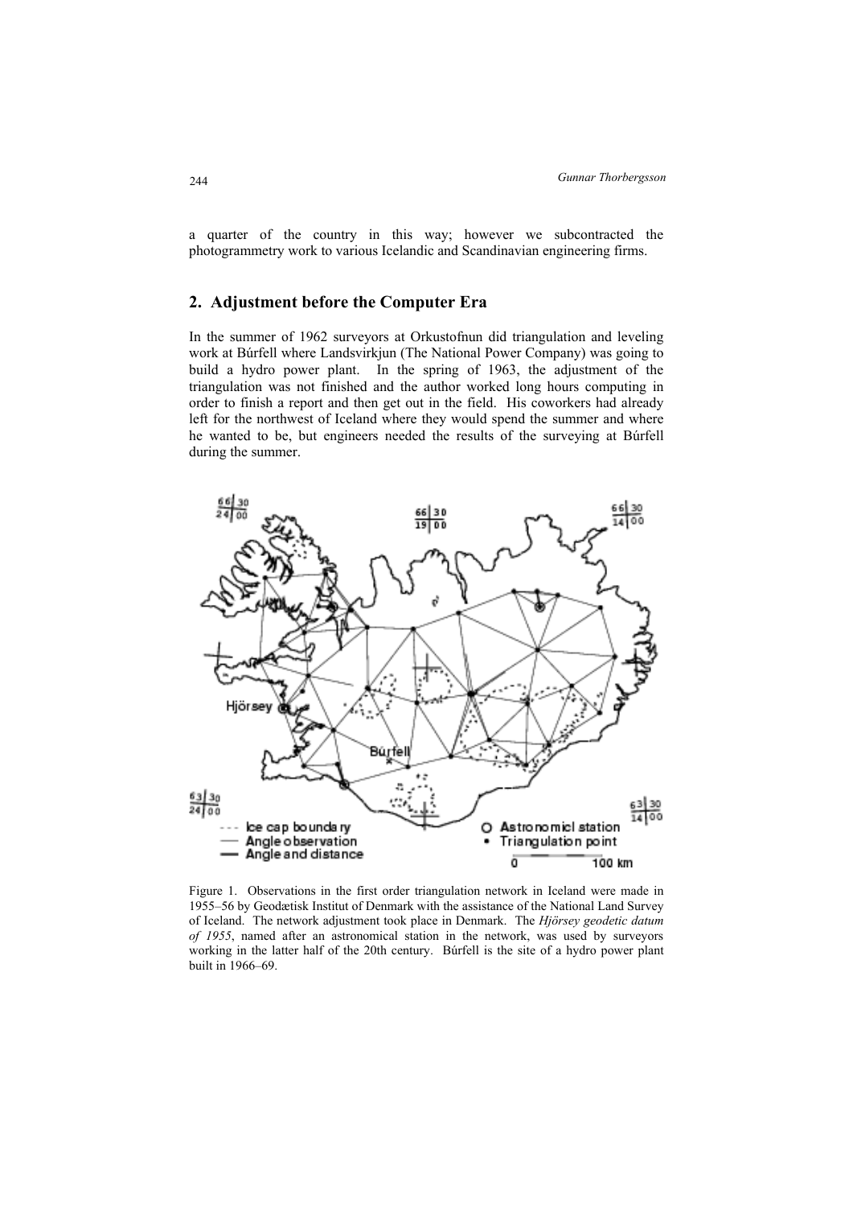a quarter of the country in this way; however we subcontracted the photogrammetry work to various Icelandic and Scandinavian engineering firms.

## 2. Adjustment before the Computer Era

In the summer of 1962 surveyors at Orkustofnun did triangulation and leveling work at Búrfell where Landsvirkjun (The National Power Company) was going to build a hydro power plant. In the spring of 1963, the adjustment of the triangulation was not finished and the author worked long hours computing in order to finish a report and then get out in the field. His coworkers had already left for the northwest of Iceland where they would spend the summer and where he wanted to be, but engineers needed the results of the surveying at Búrfell during the summer.

Figure 1. Observations in the first order triangulation network in Iceland were made in 1955–56 by Geodætisk Institut of Denmark with the assistance of the National Land Survey of Iceland. The network adjustment took place in Denmark. The *Hjörsey geodetic datum of 1955*, named after an astronomical station in the network, was used by surveyors working in the latter half of the 20th century. Búrfell is the site of a hydro power plant built in 1966–69.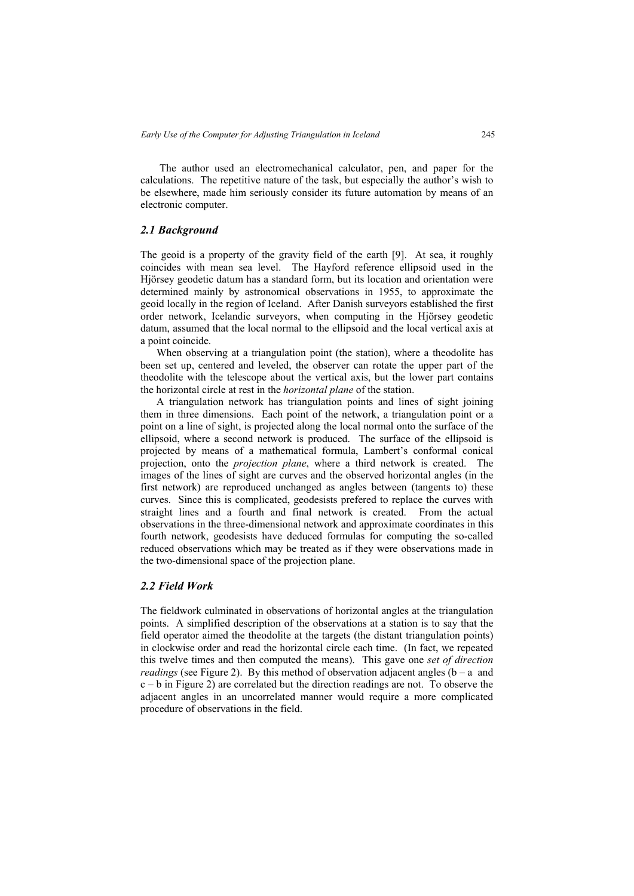The author used an electromechanical calculator, pen, and paper for the calculations. The repetitive nature of the task, but especially the author's wish to be elsewhere, made him seriously consider its future automation by means of an electronic computer.

### *2.1 Background*

The geoid is a property of the gravity field of the earth [9]. At sea, it roughly coincides with mean sea level. The Hayford reference ellipsoid used in the Hjörsey geodetic datum has a standard form, but its location and orientation were determined mainly by astronomical observations in 1955, to approximate the geoid locally in the region of Iceland. After Danish surveyors established the first order network, Icelandic surveyors, when computing in the Hjörsey geodetic datum, assumed that the local normal to the ellipsoid and the local vertical axis at a point coincide.

When observing at a triangulation point (the station), where a theodolite has been set up, centered and leveled, the observer can rotate the upper part of the theodolite with the telescope about the vertical axis, but the lower part contains the horizontal circle at rest in the *horizontal plane* of the station.

A triangulation network has triangulation points and lines of sight joining them in three dimensions. Each point of the network, a triangulation point or a point on a line of sight, is projected along the local normal onto the surface of the ellipsoid, where a second network is produced. The surface of the ellipsoid is projected by means of a mathematical formula, Lambert's conformal conical projection, onto the *projection plane*, where a third network is created. The images of the lines of sight are curves and the observed horizontal angles (in the first network) are reproduced unchanged as angles between (tangents to) these curves. Since this is complicated, geodesists prefered to replace the curves with straight lines and a fourth and final network is created. From the actual observations in the three-dimensional network and approximate coordinates in this fourth network, geodesists have deduced formulas for computing the so-called reduced observations which may be treated as if they were observations made in the two-dimensional space of the projection plane.

### *2.2 Field Work*

The fieldwork culminated in observations of horizontal angles at the triangulation points. A simplified description of the observations at a station is to say that the field operator aimed the theodolite at the targets (the distant triangulation points) in clockwise order and read the horizontal circle each time. (In fact, we repeated this twelve times and then computed the means). This gave one *set of direction readings* (see Figure 2). By this method of observation adjacent angles ($b - a$ and $c - b$ in Figure 2) are correlated but the direction readings are not. To observe the adjacent angles in an uncorrelated manner would require a more complicated procedure of observations in the field.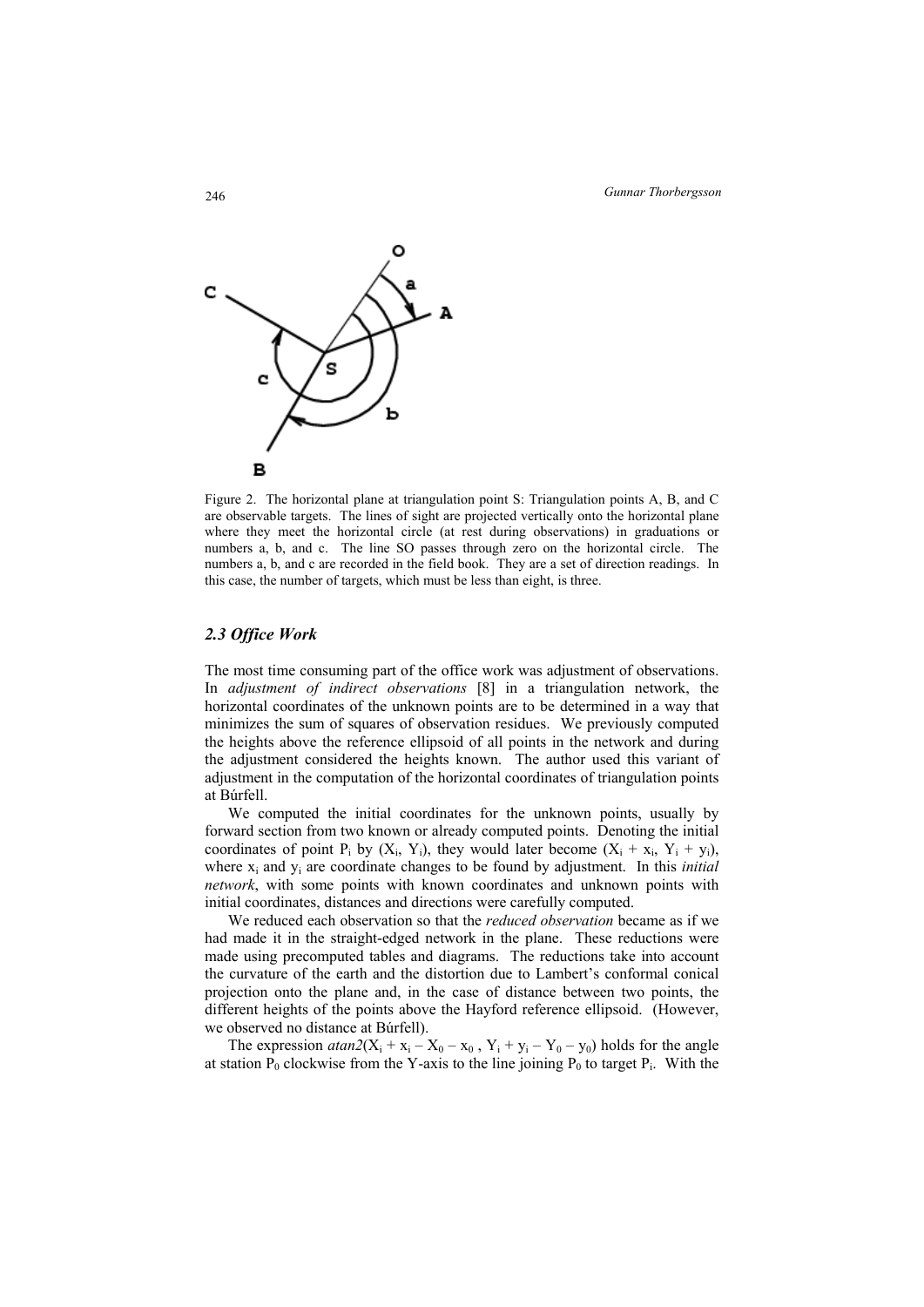Figure 2. The horizontal plane at triangulation point S: Triangulation points A, B, and C are observable targets. The lines of sight are projected vertically onto the horizontal plane where they meet the horizontal circle (at rest during observations) in graduations or numbers a, b, and c. The line SO passes through zero on the horizontal circle. The numbers a, b, and c are recorded in the field book. They are a set of direction readings. In this case, the number of targets, which must be less than eight, is three.

### *2.3 Office Work*

The most time consuming part of the office work was adjustment of observations. In *adjustment of indirect observations* [8] in a triangulation network, the horizontal coordinates of the unknown points are to be determined in a way that minimizes the sum of squares of observation residues. We previously computed the heights above the reference ellipsoid of all points in the network and during the adjustment considered the heights known. The author used this variant of adjustment in the computation of the horizontal coordinates of triangulation points at Búrfell.

We computed the initial coordinates for the unknown points, usually by forward section from two known or already computed points. Denoting the initial coordinates of point $P_i$ by $(X_i, Y_i)$, they would later become $(X_i + x_i, Y_i + y_i)$, where $x_i$ and $y_i$ are coordinate changes to be found by adjustment. In this *initial network*, with some points with known coordinates and unknown points with initial coordinates, distances and directions were carefully computed.

We reduced each observation so that the *reduced observation* became as if we had made it in the straight-edged network in the plane. These reductions were made using precomputed tables and diagrams. The reductions take into account the curvature of the earth and the distortion due to Lambert's conformal conical projection onto the plane and, in the case of distance between two points, the different heights of the points above the Hayford reference ellipsoid. (However, we observed no distance at Búrfell).

The expression $atan2(X_i + x_i - X_0 - x_0 , Y_i + y_i - Y_0 - y_0)$ holds for the angle at station $P_0$ clockwise from the Y-axis to the line joining $P_0$ to target $P_i$. With the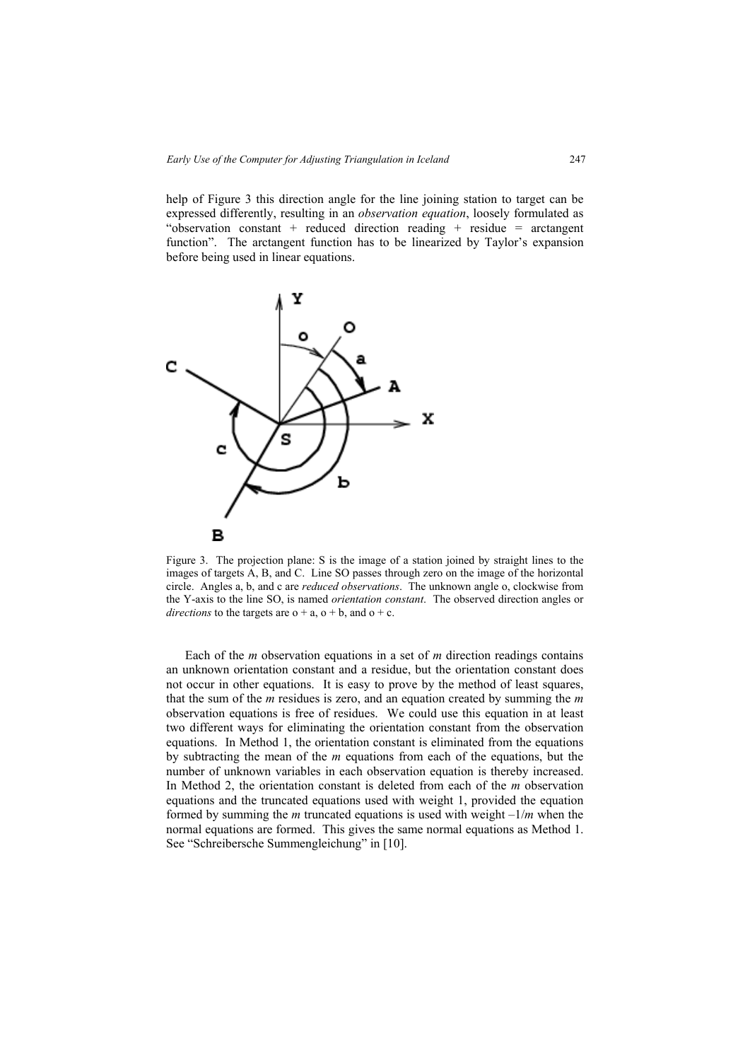help of Figure 3 this direction angle for the line joining station to target can be expressed differently, resulting in an *observation equation*, loosely formulated as "observation constant + reduced direction reading + residue = arctangent function". The arctangent function has to be linearized by Taylor's expansion before being used in linear equations.

Figure 3. The projection plane: S is the image of a station joined by straight lines to the images of targets A, B, and C. Line SO passes through zero on the image of the horizontal circle. Angles a, b, and c are *reduced observations*. The unknown angle o, clockwise from the Y-axis to the line SO, is named *orientation constant*. The observed direction angles or *directions* to the targets are o + a, o + b, and o + c.

Each of the *m* observation equations in a set of *m* direction readings contains an unknown orientation constant and a residue, but the orientation constant does not occur in other equations. It is easy to prove by the method of least squares, that the sum of the *m* residues is zero, and an equation created by summing the *m* observation equations is free of residues. We could use this equation in at least two different ways for eliminating the orientation constant from the observation equations. In Method 1, the orientation constant is eliminated from the equations by subtracting the mean of the *m* equations from each of the equations, but the number of unknown variables in each observation equation is thereby increased. In Method 2, the orientation constant is deleted from each of the *m* observation equations and the truncated equations used with weight 1, provided the equation formed by summing the *m* truncated equations is used with weight $-1/m$ when the normal equations are formed. This gives the same normal equations as Method 1. See "Schreibersche Summengleichung" in [10].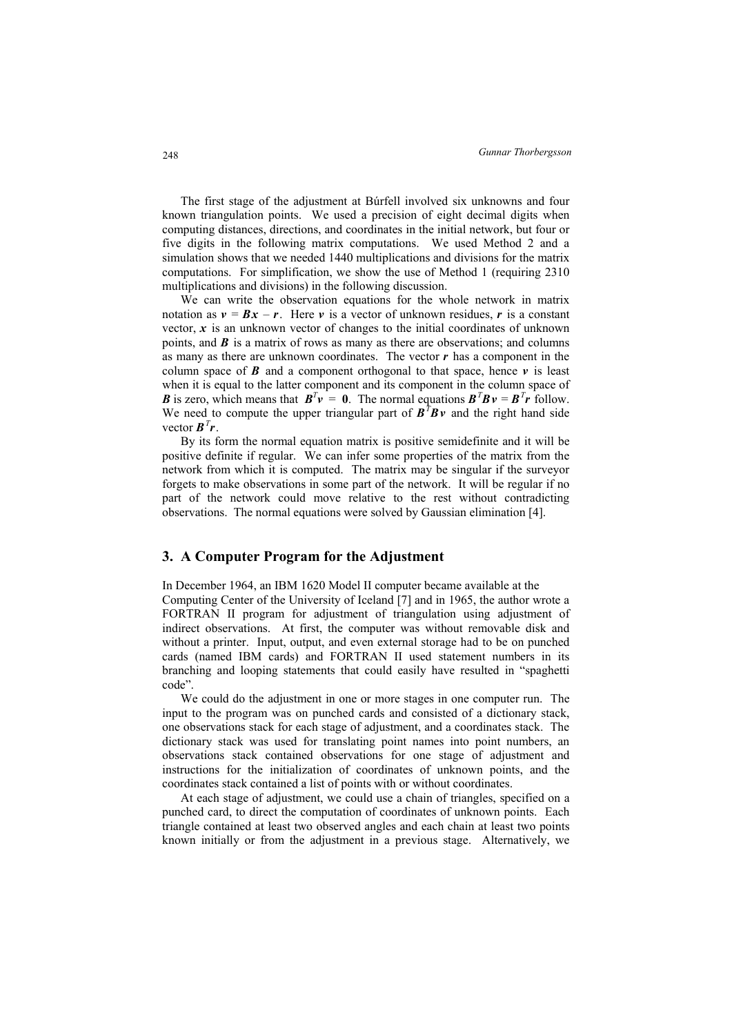The first stage of the adjustment at Búrfell involved six unknowns and four known triangulation points. We used a precision of eight decimal digits when computing distances, directions, and coordinates in the initial network, but four or five digits in the following matrix computations. We used Method 2 and a simulation shows that we needed 1440 multiplications and divisions for the matrix computations. For simplification, we show the use of Method 1 (requiring 2310 multiplications and divisions) in the following discussion.

We can write the observation equations for the whole network in matrix notation as $\boldsymbol{v} = \boldsymbol{B}\boldsymbol{x} - \boldsymbol{r}$. Here $\boldsymbol{v}$ is a vector of unknown residues, $\boldsymbol{r}$ is a constant vector, $\boldsymbol{x}$ is an unknown vector of changes to the initial coordinates of unknown points, and $\boldsymbol{B}$ is a matrix of rows as many as there are observations; and columns as many as there are unknown coordinates. The vector $\boldsymbol{r}$ has a component in the column space of $\boldsymbol{B}$ and a component orthogonal to that space, hence $\boldsymbol{v}$ is least when it is equal to the latter component and its component in the column space of $\boldsymbol{B}$ is zero, which means that $\boldsymbol{B}^T\boldsymbol{v} = \boldsymbol{0}$. The normal equations $\boldsymbol{B}^T\boldsymbol{B}\boldsymbol{v} = \boldsymbol{B}^T\boldsymbol{r}$ follow. We need to compute the upper triangular part of $\boldsymbol{B}^T\boldsymbol{B}\boldsymbol{v}$ and the right hand side vector $\boldsymbol{B}^T\boldsymbol{r}$.

By its form the normal equation matrix is positive semidefinite and it will be positive definite if regular. We can infer some properties of the matrix from the network from which it is computed. The matrix may be singular if the surveyor forgets to make observations in some part of the network. It will be regular if no part of the network could move relative to the rest without contradicting observations. The normal equations were solved by Gaussian elimination [4].

## 3. A Computer Program for the Adjustment

In December 1964, an IBM 1620 Model II computer became available at the Computing Center of the University of Iceland [7] and in 1965, the author wrote a FORTRAN II program for adjustment of triangulation using adjustment of indirect observations. At first, the computer was without removable disk and without a printer. Input, output, and even external storage had to be on punched cards (named IBM cards) and FORTRAN II used statement numbers in its branching and looping statements that could easily have resulted in "spaghetti code".

We could do the adjustment in one or more stages in one computer run. The input to the program was on punched cards and consisted of a dictionary stack, one observations stack for each stage of adjustment, and a coordinates stack. The dictionary stack was used for translating point names into point numbers, an observations stack contained observations for one stage of adjustment and instructions for the initialization of coordinates of unknown points, and the coordinates stack contained a list of points with or without coordinates.

At each stage of adjustment, we could use a chain of triangles, specified on a punched card, to direct the computation of coordinates of unknown points. Each triangle contained at least two observed angles and each chain at least two points known initially or from the adjustment in a previous stage. Alternatively, we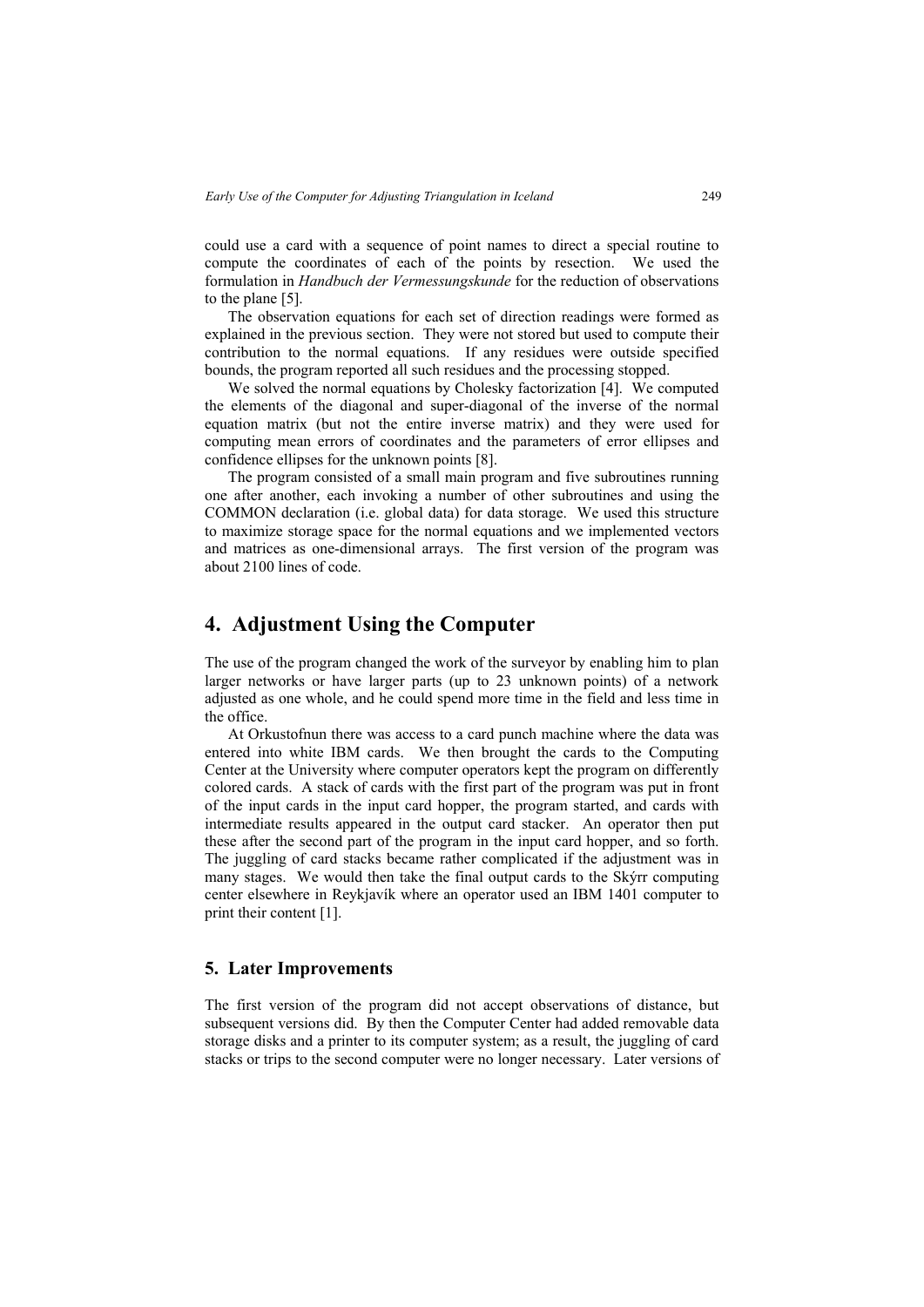could use a card with a sequence of point names to direct a special routine to compute the coordinates of each of the points by resection. We used the formulation in *Handbuch der Vermessungskunde* for the reduction of observations to the plane [5].

The observation equations for each set of direction readings were formed as explained in the previous section. They were not stored but used to compute their contribution to the normal equations. If any residues were outside specified bounds, the program reported all such residues and the processing stopped.

We solved the normal equations by Cholesky factorization [4]. We computed the elements of the diagonal and super-diagonal of the inverse of the normal equation matrix (but not the entire inverse matrix) and they were used for computing mean errors of coordinates and the parameters of error ellipses and confidence ellipses for the unknown points [8].

The program consisted of a small main program and five subroutines running one after another, each invoking a number of other subroutines and using the COMMON declaration (i.e. global data) for data storage. We used this structure to maximize storage space for the normal equations and we implemented vectors and matrices as one-dimensional arrays. The first version of the program was about 2100 lines of code.

## 4. Adjustment Using the Computer

The use of the program changed the work of the surveyor by enabling him to plan larger networks or have larger parts (up to 23 unknown points) of a network adjusted as one whole, and he could spend more time in the field and less time in the office.

At Orkustofnun there was access to a card punch machine where the data was entered into white IBM cards. We then brought the cards to the Computing Center at the University where computer operators kept the program on differently colored cards. A stack of cards with the first part of the program was put in front of the input cards in the input card hopper, the program started, and cards with intermediate results appeared in the output card stacker. An operator then put these after the second part of the program in the input card hopper, and so forth. The juggling of card stacks became rather complicated if the adjustment was in many stages. We would then take the final output cards to the Skýrr computing center elsewhere in Reykjavík where an operator used an IBM 1401 computer to print their content [1].

### 5. Later Improvements

The first version of the program did not accept observations of distance, but subsequent versions did. By then the Computer Center had added removable data storage disks and a printer to its computer system; as a result, the juggling of card stacks or trips to the second computer were no longer necessary. Later versions of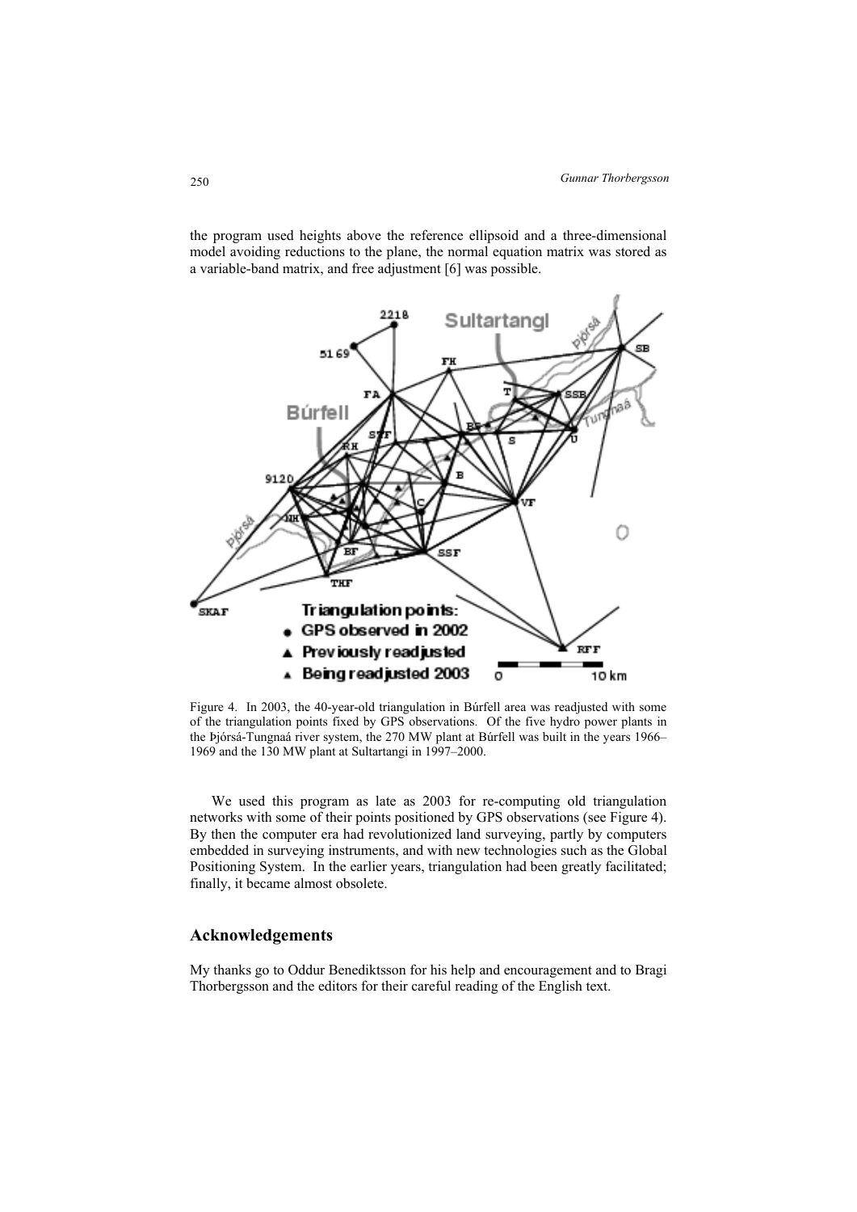the program used heights above the reference ellipsoid and a three-dimensional model avoiding reductions to the plane, the normal equation matrix was stored as a variable-band matrix, and free adjustment [6] was possible.

Figure 4. In 2003, the 40-year-old triangulation in Búrfell area was readjusted with some of the triangulation points fixed by GPS observations. Of the five hydro power plants in the Þjórsá-Tungnaá river system, the 270 MW plant at Búrfell was built in the years 1966–1969 and the 130 MW plant at Sultartangi in 1997–2000.

We used this program as late as 2003 for re-computing old triangulation networks with some of their points positioned by GPS observations (see Figure 4). By then the computer era had revolutionized land surveying, partly by computers embedded in surveying instruments, and with new technologies such as the Global Positioning System. In the earlier years, triangulation had been greatly facilitated; finally, it became almost obsolete.

## Acknowledgements

My thanks go to Oddur Benediktsson for his help and encouragement and to Bragi Thorbergsson and the editors for their careful reading of the English text.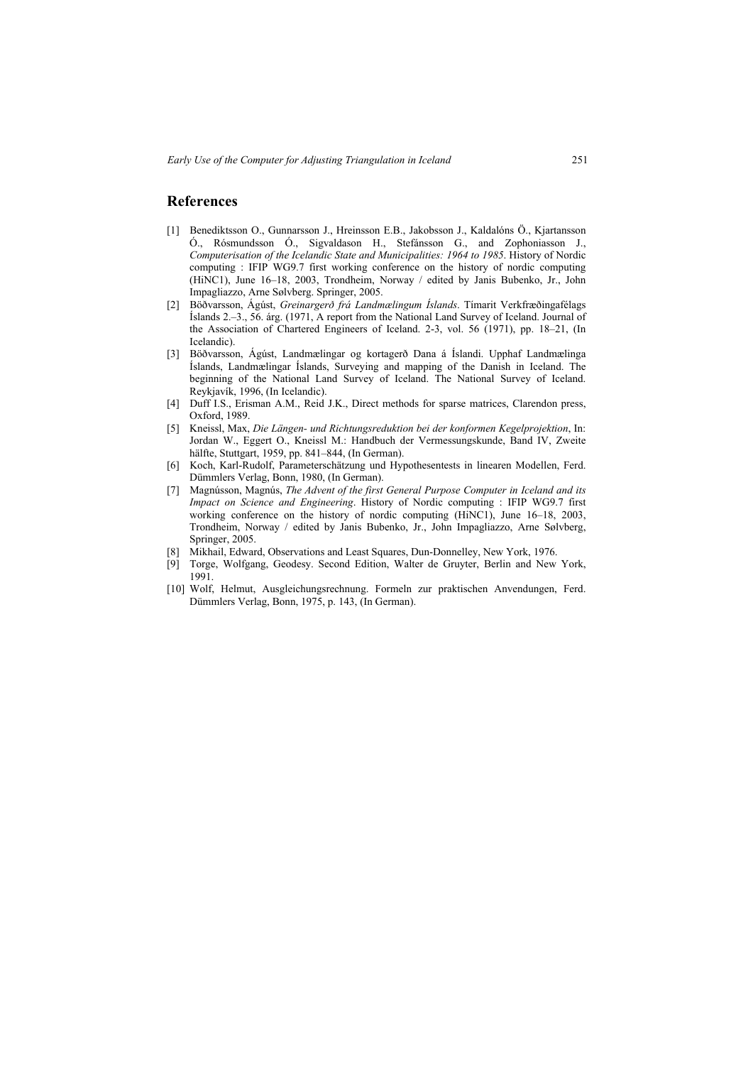## References

[1] Benediktsson O., Gunnarsson J., Hreinsson E.B., Jakobsson J., Kaldalóns Ö., Kjartansson Ó., Rósmundsson Ó., Sigvaldason H., Stefánsson G., and Zophoniasson J., *Computerisation of the Icelandic State and Municipalities: 1964 to 1985*. History of Nordic computing : IFIP WG9.7 first working conference on the history of nordic computing (HiNC1), June 16–18, 2003, Trondheim, Norway / edited by Janis Bubenko, Jr., John Impagliazzo, Arne Sølvberg. Springer, 2005.

[2] Böðvarsson, Ágúst, *Greinargerð frá Landmælingum Íslands*. Tímarit Verkfræðingafélags Íslands 2.–3., 56. árg. (1971, A report from the National Land Survey of Iceland. Journal of the Association of Chartered Engineers of Iceland. 2-3, vol. 56 (1971), pp. 18–21, (In Icelandic).

[3] Böðvarsson, Ágúst, Landmælingar og kortagerð Dana á Íslandi. Upphaf Landmælinga Íslands, Landmælingar Íslands, Surveying and mapping of the Danish in Iceland. The beginning of the National Land Survey of Iceland. The National Survey of Iceland. Reykjavík, 1996, (In Icelandic).

[4] Duff I.S., Erisman A.M., Reid J.K., Direct methods for sparse matrices, Clarendon press, Oxford, 1989.

[5] Kneissl, Max, *Die Längen- und Richtungsreduktion bei der konformen Kegelprojektion*, In: Jordan W., Eggert O., Kneissl M.: Handbuch der Vermessungskunde, Band IV, Zweite hälfte, Stuttgart, 1959, pp. 841–844, (In German).

[6] Koch, Karl-Rudolf, Parameterschätzung und Hypothesentests in linearen Modellen, Ferd. Dümmlers Verlag, Bonn, 1980, (In German).

[7] Magnússon, Magnús, *The Advent of the first General Purpose Computer in Iceland and its Impact on Science and Engineering*. History of Nordic computing : IFIP WG9.7 first working conference on the history of nordic computing (HiNC1), June 16–18, 2003, Trondheim, Norway / edited by Janis Bubenko, Jr., John Impagliazzo, Arne Sølvberg, Springer, 2005.

[8] Mikhail, Edward, Observations and Least Squares, Dun-Donnelley, New York, 1976.

[9] Torge, Wolfgang, Geodesy. Second Edition, Walter de Gruyter, Berlin and New York, 1991.

[10] Wolf, Helmut, Ausgleichungsrechnung. Formeln zur praktischen Anvendungen, Ferd. Dümmlers Verlag, Bonn, 1975, p. 143, (In German).